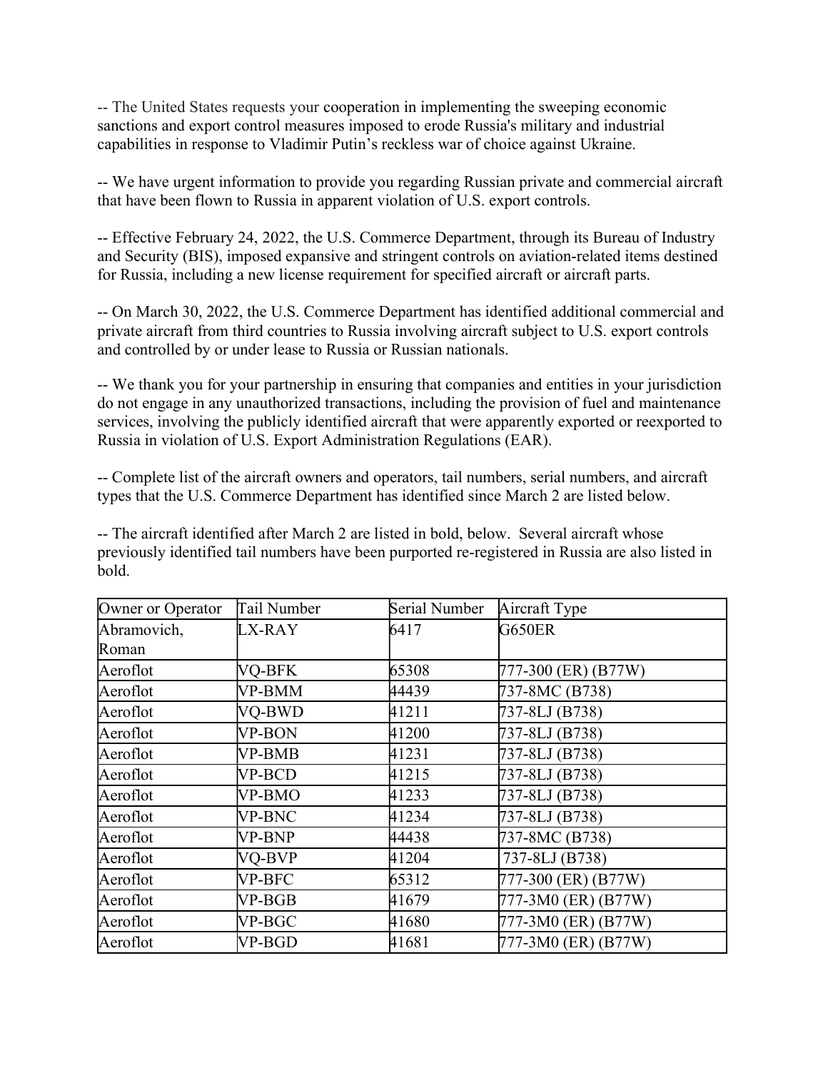-- The United States requests your cooperation in implementing the sweeping economic sanctions and export control measures imposed to erode Russia's military and industrial capabilities in response to Vladimir Putin's reckless war of choice against Ukraine.

-- We have urgent information to provide you regarding Russian private and commercial aircraft that have been flown to Russia in apparent violation of U.S. export controls.

-- Effective February 24, 2022, the U.S. Commerce Department, through its Bureau of Industry and Security (BIS), imposed expansive and stringent controls on aviation-related items destined for Russia, including a new license requirement for specified aircraft or aircraft parts.

-- On March 30, 2022, the U.S. Commerce Department has identified additional commercial and private aircraft from third countries to Russia involving aircraft subject to U.S. export controls and controlled by or under lease to Russia or Russian nationals.

-- We thank you for your partnership in ensuring that companies and entities in your jurisdiction do not engage in any unauthorized transactions, including the provision of fuel and maintenance services, involving the publicly identified aircraft that were apparently exported or reexported to Russia in violation of U.S. Export Administration Regulations (EAR).

-- Complete list of the aircraft owners and operators, tail numbers, serial numbers, and aircraft types that the U.S. Commerce Department has identified since March 2 are listed below.

-- The aircraft identified after March 2 are listed in bold, below. Several aircraft whose previously identified tail numbers have been purported re-registered in Russia are also listed in bold.

| Owner or Operator | Tail Number | Serial Number | Aircraft Type |
|---|---|---|---|
| Abramovich, Roman | LX-RAY | 6417 | G650ER |
| Aeroflot | VQ-BFK | 65308 | 777-300 (ER) (B77W) |
| Aeroflot | VP-BMM | 44439 | 737-8MC (B738) |
| Aeroflot | VQ-BWD | 41211 | 737-8LJ (B738) |
| Aeroflot | VP-BON | 41200 | 737-8LJ (B738) |
| Aeroflot | VP-BMB | 41231 | 737-8LJ (B738) |
| Aeroflot | VP-BCD | 41215 | 737-8LJ (B738) |
| Aeroflot | VP-BMO | 41233 | 737-8LJ (B738) |
| Aeroflot | VP-BNC | 41234 | 737-8LJ (B738) |
| Aeroflot | VP-BNP | 44438 | 737-8MC (B738) |
| Aeroflot | VQ-BVP | 41204 | 737-8LJ (B738) |
| Aeroflot | VP-BFC | 65312 | 777-300 (ER) (B77W) |
| Aeroflot | VP-BGB | 41679 | 777-3M0 (ER) (B77W) |
| Aeroflot | VP-BGC | 41680 | 777-3M0 (ER) (B77W) |
| Aeroflot | VP-BGD | 41681 | 777-3M0 (ER) (B77W) |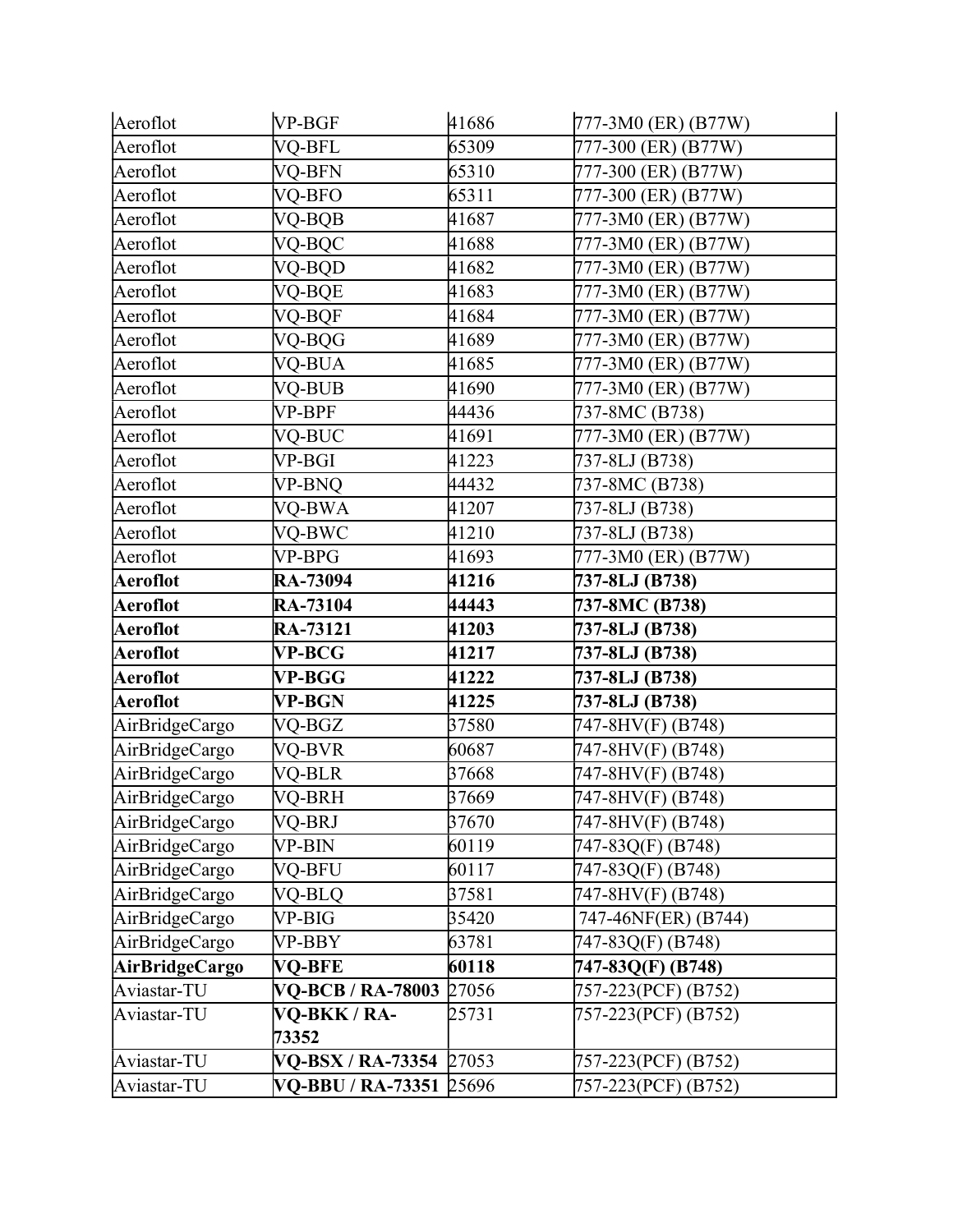| | | | |
|---|---|---|---|
| Aeroflot | VP-BGF | 41686 | 777-3M0 (ER) (B77W) |
| Aeroflot | VQ-BFL | 65309 | 777-300 (ER) (B77W) |
| Aeroflot | VQ-BFN | 65310 | 777-300 (ER) (B77W) |
| Aeroflot | VQ-BFO | 65311 | 777-300 (ER) (B77W) |
| Aeroflot | VQ-BQB | 41687 | 777-3M0 (ER) (B77W) |
| Aeroflot | VQ-BQC | 41688 | 777-3M0 (ER) (B77W) |
| Aeroflot | VQ-BQD | 41682 | 777-3M0 (ER) (B77W) |
| Aeroflot | VQ-BQE | 41683 | 777-3M0 (ER) (B77W) |
| Aeroflot | VQ-BQF | 41684 | 777-3M0 (ER) (B77W) |
| Aeroflot | VQ-BQG | 41689 | 777-3M0 (ER) (B77W) |
| Aeroflot | VQ-BUA | 41685 | 777-3M0 (ER) (B77W) |
| Aeroflot | VQ-BUB | 41690 | 777-3M0 (ER) (B77W) |
| Aeroflot | VP-BPF | 44436 | 737-8MC (B738) |
| Aeroflot | VQ-BUC | 41691 | 777-3M0 (ER) (B77W) |
| Aeroflot | VP-BGI | 41223 | 737-8LJ (B738) |
| Aeroflot | VP-BNQ | 44432 | 737-8MC (B738) |
| Aeroflot | VQ-BWA | 41207 | 737-8LJ (B738) |
| Aeroflot | VQ-BWC | 41210 | 737-8LJ (B738) |
| Aeroflot | VP-BPG | 41693 | 777-3M0 (ER) (B77W) |
| **Aeroflot** | **RA-73094** | **41216** | **737-8LJ (B738)** |
| **Aeroflot** | **RA-73104** | **44443** | **737-8MC (B738)** |
| **Aeroflot** | **RA-73121** | **41203** | **737-8LJ (B738)** |
| **Aeroflot** | **VP-BCG** | **41217** | **737-8LJ (B738)** |
| **Aeroflot** | **VP-BGG** | **41222** | **737-8LJ (B738)** |
| **Aeroflot** | **VP-BGN** | **41225** | **737-8LJ (B738)** |
| AirBridgeCargo | VQ-BGZ | 37580 | 747-8HV(F) (B748) |
| AirBridgeCargo | VQ-BVR | 60687 | 747-8HV(F) (B748) |
| AirBridgeCargo | VQ-BLR | 37668 | 747-8HV(F) (B748) |
| AirBridgeCargo | VQ-BRH | 37669 | 747-8HV(F) (B748) |
| AirBridgeCargo | VQ-BRJ | 37670 | 747-8HV(F) (B748) |
| AirBridgeCargo | VP-BIN | 60119 | 747-83Q(F) (B748) |
| AirBridgeCargo | VQ-BFU | 60117 | 747-83Q(F) (B748) |
| AirBridgeCargo | VQ-BLQ | 37581 | 747-8HV(F) (B748) |
| AirBridgeCargo | VP-BIG | 35420 | 747-46NF(ER) (B744) |
| AirBridgeCargo | VP-BBY | 63781 | 747-83Q(F) (B748) |
| **AirBridgeCargo** | **VQ-BFE** | **60118** | **747-83Q(F) (B748)** |
| Aviastar-TU | **VQ-BCB / RA-78003** | 27056 | 757-223(PCF) (B752) |
| Aviastar-TU | **VQ-BKK / RA-73352** | 25731 | 757-223(PCF) (B752) |
| Aviastar-TU | **VQ-BSX / RA-73354** | 27053 | 757-223(PCF) (B752) |
| Aviastar-TU | **VQ-BBU / RA-73351** | 25696 | 757-223(PCF) (B752) |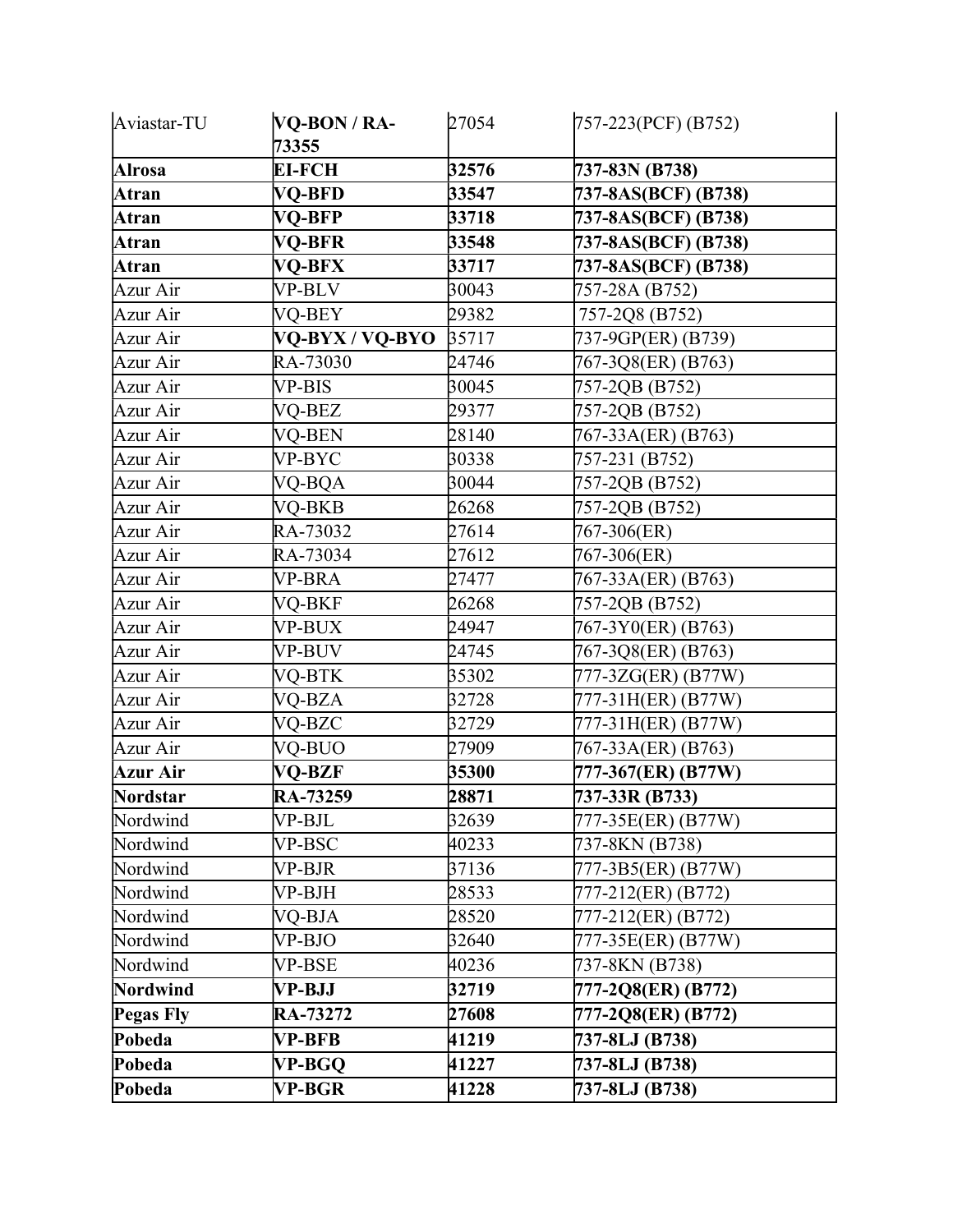| Aviastar-TU | VQ-BON / RA-73355 | 27054 | 757-223(PCF) (B752) |
|---|---|---|---|
| **Alrosa** | **EI-FCH** | **32576** | **737-83N (B738)** |
| **Atran** | **VQ-BFD** | **33547** | **737-8AS(BCF) (B738)** |
| **Atran** | **VQ-BFP** | **33718** | **737-8AS(BCF) (B738)** |
| **Atran** | **VQ-BFR** | **33548** | **737-8AS(BCF) (B738)** |
| **Atran** | **VQ-BFX** | **33717** | **737-8AS(BCF) (B738)** |
| Azur Air | VP-BLV | 30043 | 757-28A (B752) |
| Azur Air | VQ-BEY | 29382 | 757-2Q8 (B752) |
| Azur Air | **VQ-BYX / VQ-BYO** | 35717 | 737-9GP(ER) (B739) |
| Azur Air | RA-73030 | 24746 | 767-3Q8(ER) (B763) |
| Azur Air | VP-BIS | 30045 | 757-2QB (B752) |
| Azur Air | VQ-BEZ | 29377 | 757-2QB (B752) |
| Azur Air | VQ-BEN | 28140 | 767-33A(ER) (B763) |
| Azur Air | VP-BYC | 30338 | 757-231 (B752) |
| Azur Air | VQ-BQA | 30044 | 757-2QB (B752) |
| Azur Air | VQ-BKB | 26268 | 757-2QB (B752) |
| Azur Air | RA-73032 | 27614 | 767-306(ER) |
| Azur Air | RA-73034 | 27612 | 767-306(ER) |
| Azur Air | VP-BRA | 27477 | 767-33A(ER) (B763) |
| Azur Air | VQ-BKF | 26268 | 757-2QB (B752) |
| Azur Air | VP-BUX | 24947 | 767-3Y0(ER) (B763) |
| Azur Air | VP-BUV | 24745 | 767-3Q8(ER) (B763) |
| Azur Air | VQ-BTK | 35302 | 777-3ZG(ER) (B77W) |
| Azur Air | VQ-BZA | 32728 | 777-31H(ER) (B77W) |
| Azur Air | VQ-BZC | 32729 | 777-31H(ER) (B77W) |
| Azur Air | VQ-BUO | 27909 | 767-33A(ER) (B763) |
| **Azur Air** | **VQ-BZF** | **35300** | **777-367(ER) (B77W)** |
| **Nordstar** | **RA-73259** | **28871** | **737-33R (B733)** |
| Nordwind | VP-BJL | 32639 | 777-35E(ER) (B77W) |
| Nordwind | VP-BSC | 40233 | 737-8KN (B738) |
| Nordwind | VP-BJR | 37136 | 777-3B5(ER) (B77W) |
| Nordwind | VP-BJH | 28533 | 777-212(ER) (B772) |
| Nordwind | VQ-BJA | 28520 | 777-212(ER) (B772) |
| Nordwind | VP-BJO | 32640 | 777-35E(ER) (B77W) |
| Nordwind | VP-BSE | 40236 | 737-8KN (B738) |
| **Nordwind** | **VP-BJJ** | **32719** | **777-2Q8(ER) (B772)** |
| **Pegas Fly** | **RA-73272** | **27608** | **777-2Q8(ER) (B772)** |
| **Pobeda** | **VP-BFB** | **41219** | **737-8LJ (B738)** |
| **Pobeda** | **VP-BGQ** | **41227** | **737-8LJ (B738)** |
| **Pobeda** | **VP-BGR** | **41228** | **737-8LJ (B738)** |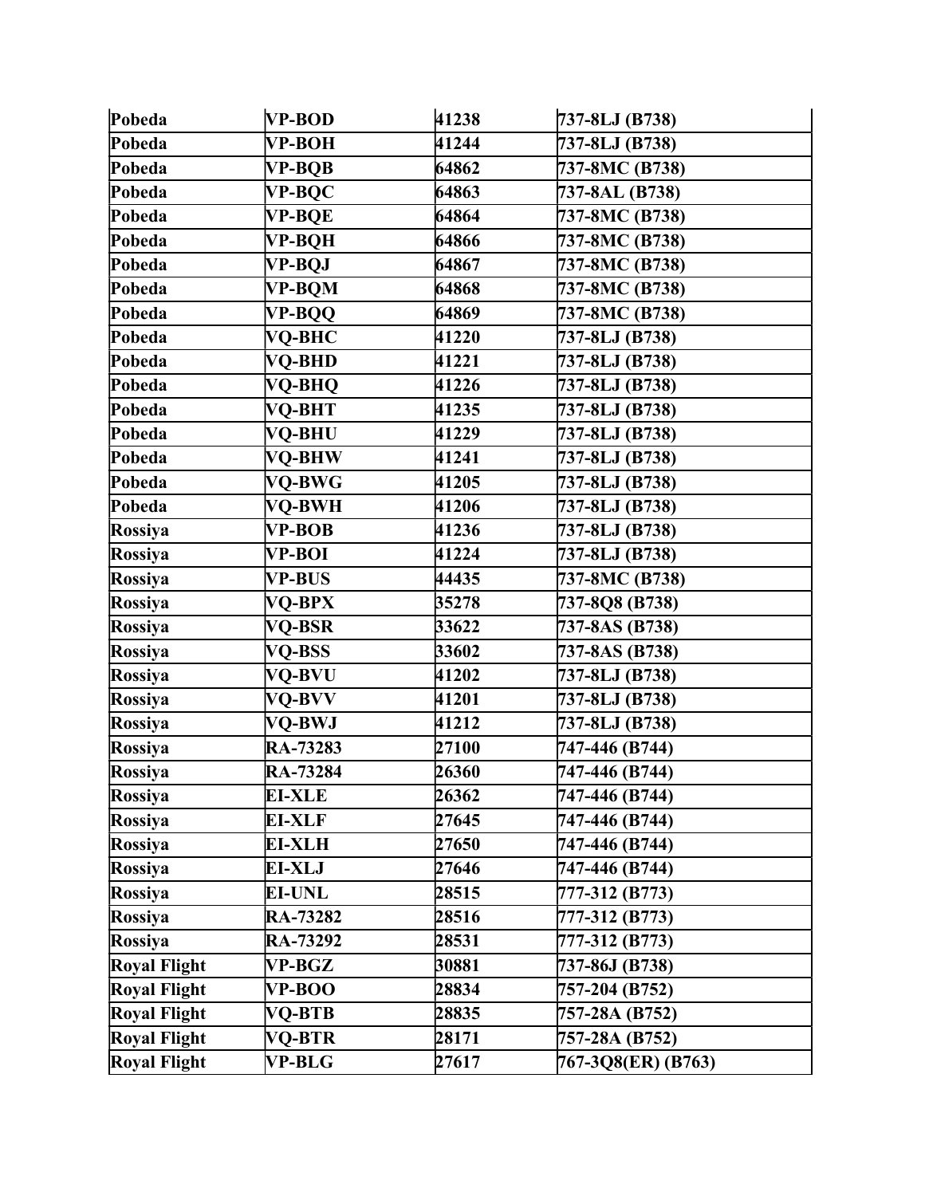| Pobeda | VP-BOD | 41238 | 737-8LJ (B738) |
|---|---|---|---|
| Pobeda | VP-BOH | 41244 | 737-8LJ (B738) |
| Pobeda | VP-BQB | 64862 | 737-8MC (B738) |
| Pobeda | VP-BQC | 64863 | 737-8AL (B738) |
| Pobeda | VP-BQE | 64864 | 737-8MC (B738) |
| Pobeda | VP-BQH | 64866 | 737-8MC (B738) |
| Pobeda | VP-BQJ | 64867 | 737-8MC (B738) |
| Pobeda | VP-BQM | 64868 | 737-8MC (B738) |
| Pobeda | VP-BQQ | 64869 | 737-8MC (B738) |
| Pobeda | VQ-BHC | 41220 | 737-8LJ (B738) |
| Pobeda | VQ-BHD | 41221 | 737-8LJ (B738) |
| Pobeda | VQ-BHQ | 41226 | 737-8LJ (B738) |
| Pobeda | VQ-BHT | 41235 | 737-8LJ (B738) |
| Pobeda | VQ-BHU | 41229 | 737-8LJ (B738) |
| Pobeda | VQ-BHW | 41241 | 737-8LJ (B738) |
| Pobeda | VQ-BWG | 41205 | 737-8LJ (B738) |
| Pobeda | VQ-BWH | 41206 | 737-8LJ (B738) |
| Rossiya | VP-BOB | 41236 | 737-8LJ (B738) |
| Rossiya | VP-BOI | 41224 | 737-8LJ (B738) |
| Rossiya | VP-BUS | 44435 | 737-8MC (B738) |
| Rossiya | VQ-BPX | 35278 | 737-8Q8 (B738) |
| Rossiya | VQ-BSR | 33622 | 737-8AS (B738) |
| Rossiya | VQ-BSS | 33602 | 737-8AS (B738) |
| Rossiya | VQ-BVU | 41202 | 737-8LJ (B738) |
| Rossiya | VQ-BVV | 41201 | 737-8LJ (B738) |
| Rossiya | VQ-BWJ | 41212 | 737-8LJ (B738) |
| Rossiya | RA-73283 | 27100 | 747-446 (B744) |
| Rossiya | RA-73284 | 26360 | 747-446 (B744) |
| Rossiya | EI-XLE | 26362 | 747-446 (B744) |
| Rossiya | EI-XLF | 27645 | 747-446 (B744) |
| Rossiya | EI-XLH | 27650 | 747-446 (B744) |
| Rossiya | EI-XLJ | 27646 | 747-446 (B744) |
| Rossiya | EI-UNL | 28515 | 777-312 (B773) |
| Rossiya | RA-73282 | 28516 | 777-312 (B773) |
| Rossiya | RA-73292 | 28531 | 777-312 (B773) |
| Royal Flight | VP-BGZ | 30881 | 737-86J (B738) |
| Royal Flight | VP-BOO | 28834 | 757-204 (B752) |
| Royal Flight | VQ-BTB | 28835 | 757-28A (B752) |
| Royal Flight | VQ-BTR | 28171 | 757-28A (B752) |
| Royal Flight | VP-BLG | 27617 | 767-3Q8(ER) (B763) |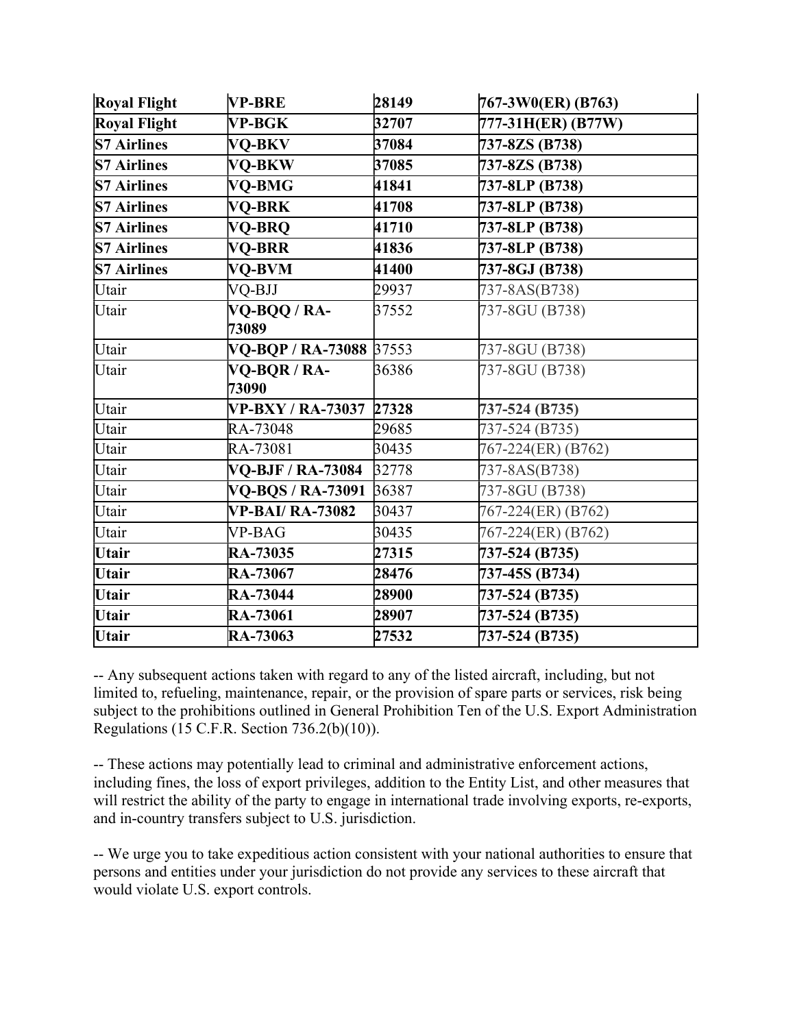| **Royal Flight** | **VP-BRE** | **28149** | **767-3W0(ER) (B763)** |
|---|---|---|---|
| **Royal Flight** | **VP-BGK** | **32707** | **777-31H(ER) (B77W)** |
| **S7 Airlines** | **VQ-BKV** | **37084** | **737-8ZS (B738)** |
| **S7 Airlines** | **VQ-BKW** | **37085** | **737-8ZS (B738)** |
| **S7 Airlines** | **VQ-BMG** | **41841** | **737-8LP (B738)** |
| **S7 Airlines** | **VQ-BRK** | **41708** | **737-8LP (B738)** |
| **S7 Airlines** | **VQ-BRQ** | **41710** | **737-8LP (B738)** |
| **S7 Airlines** | **VQ-BRR** | **41836** | **737-8LP (B738)** |
| **S7 Airlines** | **VQ-BVM** | **41400** | **737-8GJ (B738)** |
| Utair | VQ-BJJ | 29937 | 737-8AS(B738) |
| Utair | **VQ-BQQ / RA-73089** | 37552 | 737-8GU (B738) |
| Utair | **VQ-BQP / RA-73088** | 37553 | 737-8GU (B738) |
| Utair | **VQ-BQR / RA-73090** | 36386 | 737-8GU (B738) |
| Utair | **VP-BXY / RA-73037** | **27328** | **737-524 (B735)** |
| Utair | RA-73048 | 29685 | 737-524 (B735) |
| Utair | RA-73081 | 30435 | 767-224(ER) (B762) |
| Utair | **VQ-BJF / RA-73084** | 32778 | 737-8AS(B738) |
| Utair | **VQ-BQS / RA-73091** | 36387 | 737-8GU (B738) |
| Utair | **VP-BAI/ RA-73082** | 30437 | 767-224(ER) (B762) |
| Utair | VP-BAG | 30435 | 767-224(ER) (B762) |
| **Utair** | **RA-73035** | **27315** | **737-524 (B735)** |
| **Utair** | **RA-73067** | **28476** | **737-45S (B734)** |
| **Utair** | **RA-73044** | **28900** | **737-524 (B735)** |
| **Utair** | **RA-73061** | **28907** | **737-524 (B735)** |
| **Utair** | **RA-73063** | **27532** | **737-524 (B735)** |

-- Any subsequent actions taken with regard to any of the listed aircraft, including, but not limited to, refueling, maintenance, repair, or the provision of spare parts or services, risk being subject to the prohibitions outlined in General Prohibition Ten of the U.S. Export Administration Regulations (15 C.F.R. Section 736.2(b)(10)).

-- These actions may potentially lead to criminal and administrative enforcement actions, including fines, the loss of export privileges, addition to the Entity List, and other measures that will restrict the ability of the party to engage in international trade involving exports, re-exports, and in-country transfers subject to U.S. jurisdiction.

-- We urge you to take expeditious action consistent with your national authorities to ensure that persons and entities under your jurisdiction do not provide any services to these aircraft that would violate U.S. export controls.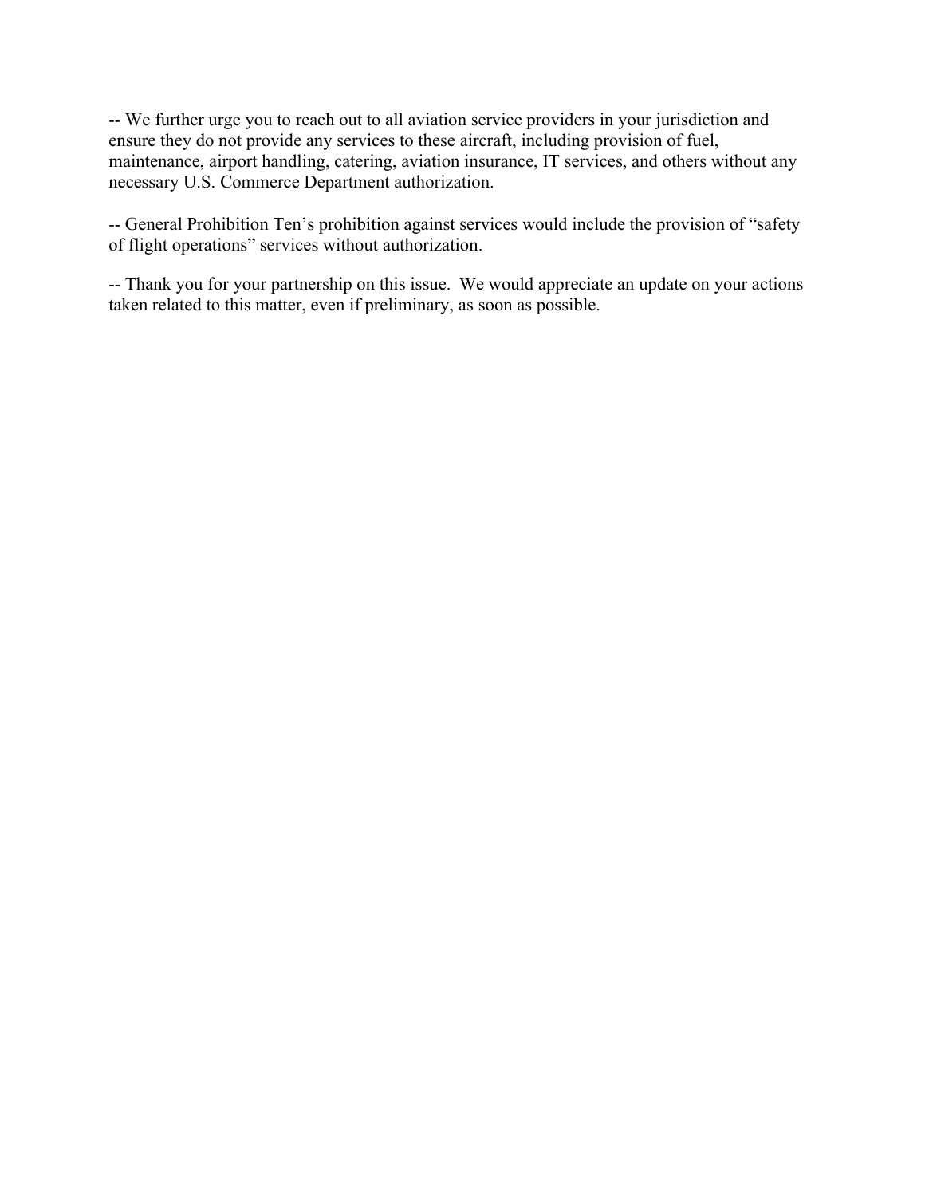-- We further urge you to reach out to all aviation service providers in your jurisdiction and ensure they do not provide any services to these aircraft, including provision of fuel, maintenance, airport handling, catering, aviation insurance, IT services, and others without any necessary U.S. Commerce Department authorization.

-- General Prohibition Ten's prohibition against services would include the provision of "safety of flight operations" services without authorization.

-- Thank you for your partnership on this issue. We would appreciate an update on your actions taken related to this matter, even if preliminary, as soon as possible.